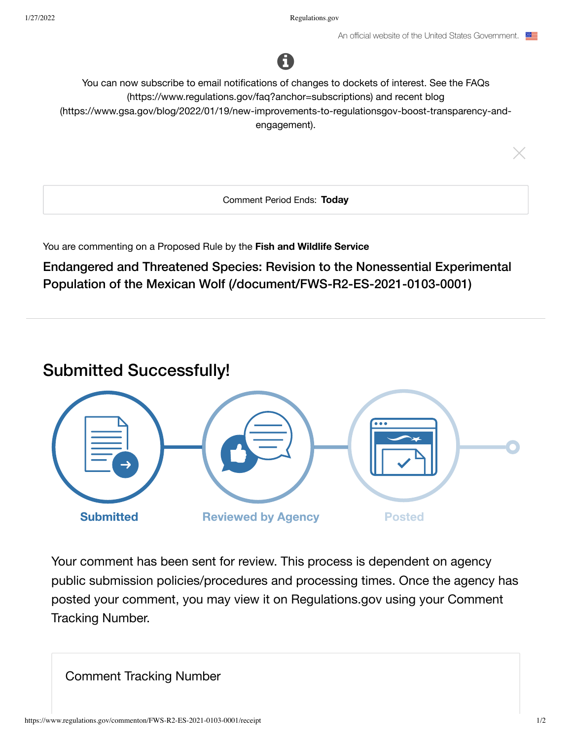An official website of the United States Government.

You can now subscribe to email notifications of changes to dockets of interest. See the FAQs (https://www.regulations.gov/faq?anchor=subscriptions) and recent blog (https://www.gsa.gov/blog/2022/01/19/new-improvements-to-regulationsgov-boost-transparency-and-engagement).

Comment Period Ends: **Today**

You are commenting on a Proposed Rule by the **Fish and Wildlife Service**

### Endangered and Threatened Species: Revision to the Nonessential Experimental Population of the Mexican Wolf (/document/FWS-R2-ES-2021-0103-0001)

---

## Submitted Successfully!

**Submitted** — **Reviewed by Agency** — **Posted**

Your comment has been sent for review. This process is dependent on agency public submission policies/procedures and processing times. Once the agency has posted your comment, you may view it on Regulations.gov using your Comment Tracking Number.

Comment Tracking Number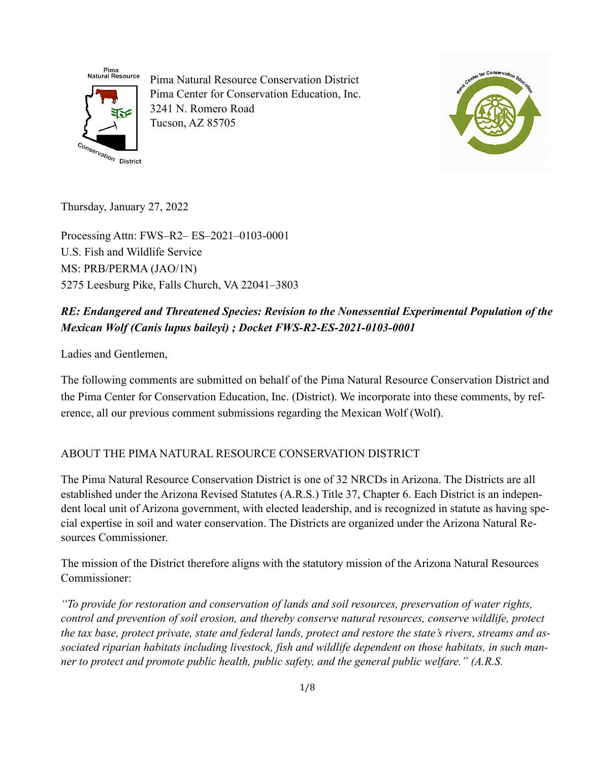Pima Natural Resource Conservation District
Pima Center for Conservation Education, Inc.
3241 N. Romero Road
Tucson, AZ 85705

Thursday, January 27, 2022

Processing Attn: FWS–R2– ES–2021–0103-0001
U.S. Fish and Wildlife Service
MS: PRB/PERMA (JAO/1N)
5275 Leesburg Pike, Falls Church, VA 22041–3803

***RE: Endangered and Threatened Species: Revision to the Nonessential Experimental Population of the Mexican Wolf (Canis lupus baileyi) ; Docket FWS-R2-ES-2021-0103-0001***

Ladies and Gentlemen,

The following comments are submitted on behalf of the Pima Natural Resource Conservation District and the Pima Center for Conservation Education, Inc. (District). We incorporate into these comments, by reference, all our previous comment submissions regarding the Mexican Wolf (Wolf).

## ABOUT THE PIMA NATURAL RESOURCE CONSERVATION DISTRICT

The Pima Natural Resource Conservation District is one of 32 NRCDs in Arizona. The Districts are all established under the Arizona Revised Statutes (A.R.S.) Title 37, Chapter 6. Each District is an independent local unit of Arizona government, with elected leadership, and is recognized in statute as having special expertise in soil and water conservation. The Districts are organized under the Arizona Natural Resources Commissioner.

The mission of the District therefore aligns with the statutory mission of the Arizona Natural Resources Commissioner:

*"To provide for restoration and conservation of lands and soil resources, preservation of water rights, control and prevention of soil erosion, and thereby conserve natural resources, conserve wildlife, protect the tax base, protect private, state and federal lands, protect and restore the state's rivers, streams and associated riparian habitats including livestock, fish and wildlife dependent on those habitats, in such manner to protect and promote public health, public safety, and the general public welfare." (A.R.S.*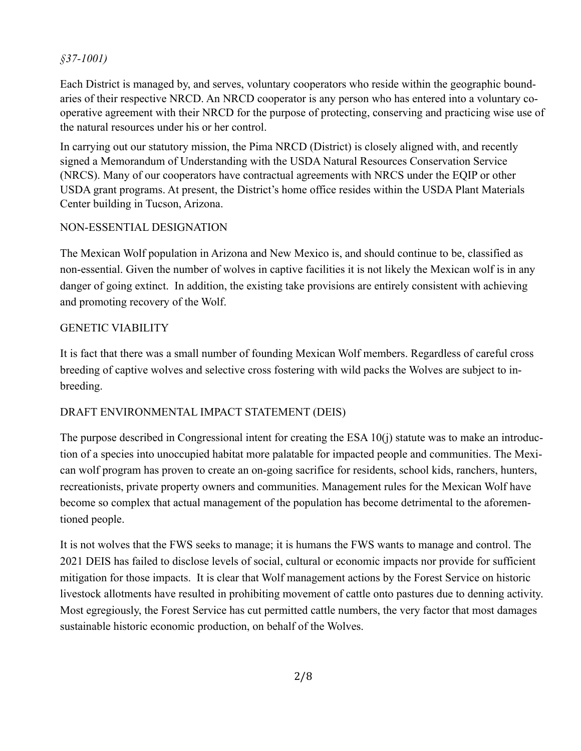*§37-1001)*

Each District is managed by, and serves, voluntary cooperators who reside within the geographic boundaries of their respective NRCD. An NRCD cooperator is any person who has entered into a voluntary cooperative agreement with their NRCD for the purpose of protecting, conserving and practicing wise use of the natural resources under his or her control.

In carrying out our statutory mission, the Pima NRCD (District) is closely aligned with, and recently signed a Memorandum of Understanding with the USDA Natural Resources Conservation Service (NRCS). Many of our cooperators have contractual agreements with NRCS under the EQIP or other USDA grant programs. At present, the District's home office resides within the USDA Plant Materials Center building in Tucson, Arizona.

## NON-ESSENTIAL DESIGNATION

The Mexican Wolf population in Arizona and New Mexico is, and should continue to be, classified as non-essential. Given the number of wolves in captive facilities it is not likely the Mexican wolf is in any danger of going extinct. In addition, the existing take provisions are entirely consistent with achieving and promoting recovery of the Wolf.

## GENETIC VIABILITY

It is fact that there was a small number of founding Mexican Wolf members. Regardless of careful cross breeding of captive wolves and selective cross fostering with wild packs the Wolves are subject to inbreeding.

## DRAFT ENVIRONMENTAL IMPACT STATEMENT (DEIS)

The purpose described in Congressional intent for creating the ESA 10(j) statute was to make an introduction of a species into unoccupied habitat more palatable for impacted people and communities. The Mexican wolf program has proven to create an on-going sacrifice for residents, school kids, ranchers, hunters, recreationists, private property owners and communities. Management rules for the Mexican Wolf have become so complex that actual management of the population has become detrimental to the aforementioned people.

It is not wolves that the FWS seeks to manage; it is humans the FWS wants to manage and control. The 2021 DEIS has failed to disclose levels of social, cultural or economic impacts nor provide for sufficient mitigation for those impacts. It is clear that Wolf management actions by the Forest Service on historic livestock allotments have resulted in prohibiting movement of cattle onto pastures due to denning activity. Most egregiously, the Forest Service has cut permitted cattle numbers, the very factor that most damages sustainable historic economic production, on behalf of the Wolves.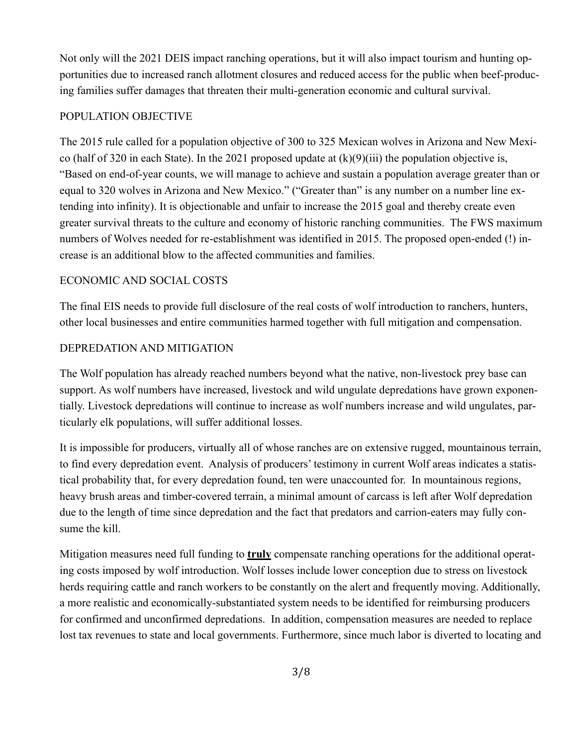Not only will the 2021 DEIS impact ranching operations, but it will also impact tourism and hunting opportunities due to increased ranch allotment closures and reduced access for the public when beef-producing families suffer damages that threaten their multi-generation economic and cultural survival.

## POPULATION OBJECTIVE

The 2015 rule called for a population objective of 300 to 325 Mexican wolves in Arizona and New Mexico (half of 320 in each State). In the 2021 proposed update at (k)(9)(iii) the population objective is, "Based on end-of-year counts, we will manage to achieve and sustain a population average greater than or equal to 320 wolves in Arizona and New Mexico." ("Greater than" is any number on a number line extending into infinity). It is objectionable and unfair to increase the 2015 goal and thereby create even greater survival threats to the culture and economy of historic ranching communities. The FWS maximum numbers of Wolves needed for re-establishment was identified in 2015. The proposed open-ended (!) increase is an additional blow to the affected communities and families.

## ECONOMIC AND SOCIAL COSTS

The final EIS needs to provide full disclosure of the real costs of wolf introduction to ranchers, hunters, other local businesses and entire communities harmed together with full mitigation and compensation.

## DEPREDATION AND MITIGATION

The Wolf population has already reached numbers beyond what the native, non-livestock prey base can support. As wolf numbers have increased, livestock and wild ungulate depredations have grown exponentially. Livestock depredations will continue to increase as wolf numbers increase and wild ungulates, particularly elk populations, will suffer additional losses.

It is impossible for producers, virtually all of whose ranches are on extensive rugged, mountainous terrain, to find every depredation event. Analysis of producers' testimony in current Wolf areas indicates a statistical probability that, for every depredation found, ten were unaccounted for. In mountainous regions, heavy brush areas and timber-covered terrain, a minimal amount of carcass is left after Wolf depredation due to the length of time since depredation and the fact that predators and carrion-eaters may fully consume the kill.

Mitigation measures need full funding to **truly** compensate ranching operations for the additional operating costs imposed by wolf introduction. Wolf losses include lower conception due to stress on livestock herds requiring cattle and ranch workers to be constantly on the alert and frequently moving. Additionally, a more realistic and economically-substantiated system needs to be identified for reimbursing producers for confirmed and unconfirmed depredations. In addition, compensation measures are needed to replace lost tax revenues to state and local governments. Furthermore, since much labor is diverted to locating and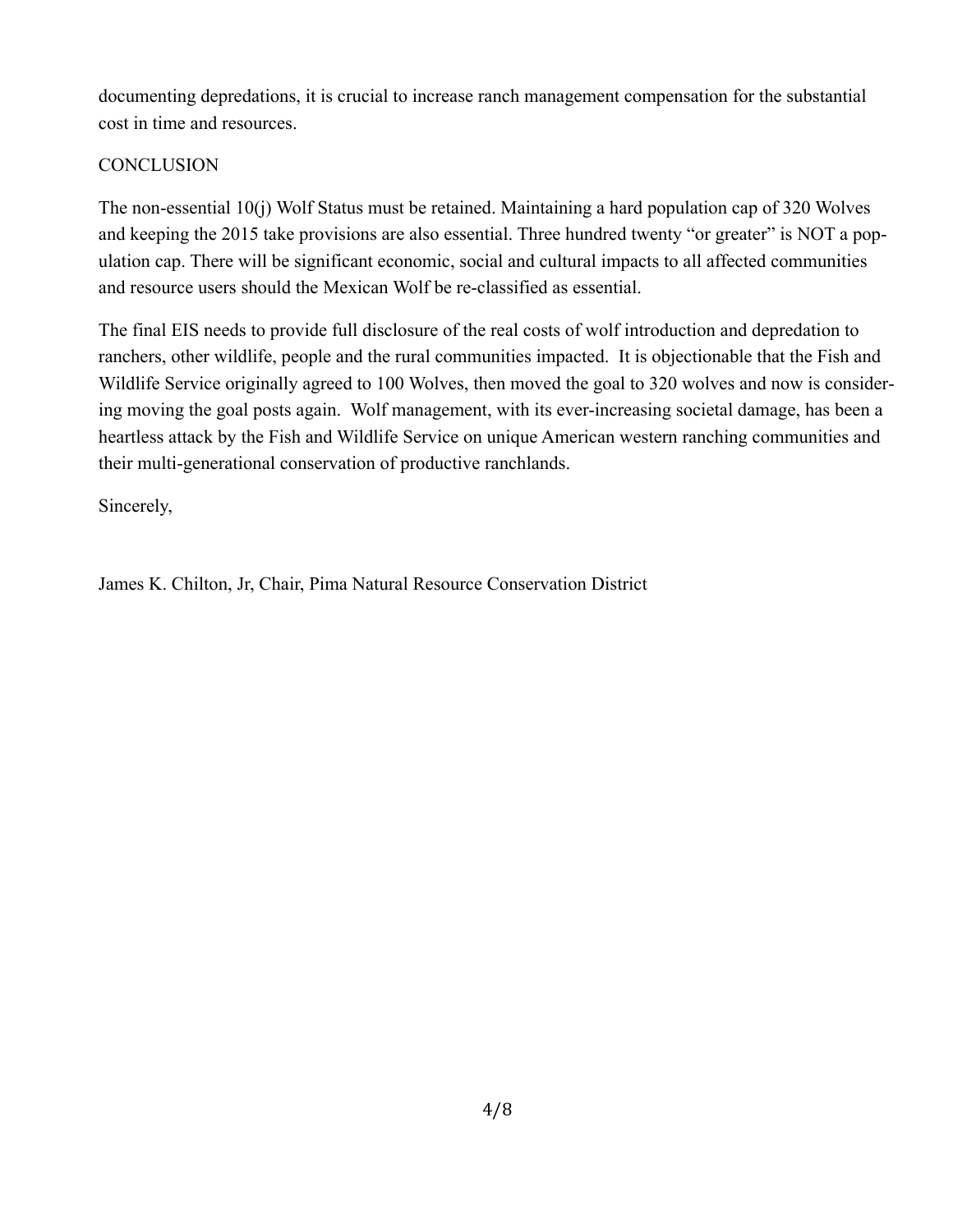documenting depredations, it is crucial to increase ranch management compensation for the substantial cost in time and resources.

## CONCLUSION

The non-essential 10(j) Wolf Status must be retained. Maintaining a hard population cap of 320 Wolves and keeping the 2015 take provisions are also essential. Three hundred twenty "or greater" is NOT a population cap. There will be significant economic, social and cultural impacts to all affected communities and resource users should the Mexican Wolf be re-classified as essential.

The final EIS needs to provide full disclosure of the real costs of wolf introduction and depredation to ranchers, other wildlife, people and the rural communities impacted. It is objectionable that the Fish and Wildlife Service originally agreed to 100 Wolves, then moved the goal to 320 wolves and now is considering moving the goal posts again. Wolf management, with its ever-increasing societal damage, has been a heartless attack by the Fish and Wildlife Service on unique American western ranching communities and their multi-generational conservation of productive ranchlands.

Sincerely,

James K. Chilton, Jr, Chair, Pima Natural Resource Conservation District